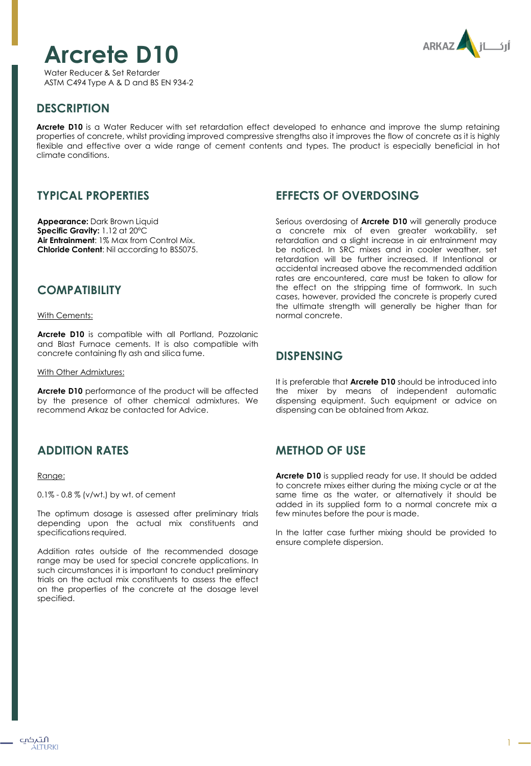# Arcrete D10

Water Reducer & Set Retarder
ASTM C494 Type A & D and BS EN 934-2

## DESCRIPTION

**Arcrete D10** is a Water Reducer with set retardation effect developed to enhance and improve the slump retaining properties of concrete, whilst providing improved compressive strengths also it improves the flow of concrete as it is highly flexible and effective over a wide range of cement contents and types. The product is especially beneficial in hot climate conditions.

## TYPICAL PROPERTIES

**Appearance:** Dark Brown Liquid
**Specific Gravity:** 1.12 at 20°C
**Air Entrainment**: 1% Max from Control Mix.
**Chloride Content**: Nil according to BS5075.

## COMPATIBILITY

With Cements:

**Arcrete D10** is compatible with all Portland, Pozzolanic and Blast Furnace cements. It is also compatible with concrete containing fly ash and silica fume.

With Other Admixtures:

**Arcrete D10** performance of the product will be affected by the presence of other chemical admixtures. We recommend Arkaz be contacted for Advice.

## ADDITION RATES

Range:

0.1% - 0.8 % (v/wt.) by wt. of cement

The optimum dosage is assessed after preliminary trials depending upon the actual mix constituents and specifications required.

Addition rates outside of the recommended dosage range may be used for special concrete applications. In such circumstances it is important to conduct preliminary trials on the actual mix constituents to assess the effect on the properties of the concrete at the dosage level specified.

## EFFECTS OF OVERDOSING

Serious overdosing of **Arcrete D10** will generally produce a concrete mix of even greater workability, set retardation and a slight increase in air entrainment may be noticed. In SRC mixes and in cooler weather, set retardation will be further increased. If Intentional or accidental increased above the recommended addition rates are encountered, care must be taken to allow for the effect on the stripping time of formwork. In such cases, however, provided the concrete is properly cured the ultimate strength will generally be higher than for normal concrete.

## DISPENSING

It is preferable that **Arcrete D10** should be introduced into the mixer by means of independent automatic dispensing equipment. Such equipment or advice on dispensing can be obtained from Arkaz.

## METHOD OF USE

**Arcrete D10** is supplied ready for use. It should be added to concrete mixes either during the mixing cycle or at the same time as the water, or alternatively it should be added in its supplied form to a normal concrete mix a few minutes before the pour is made.

In the latter case further mixing should be provided to ensure complete dispersion.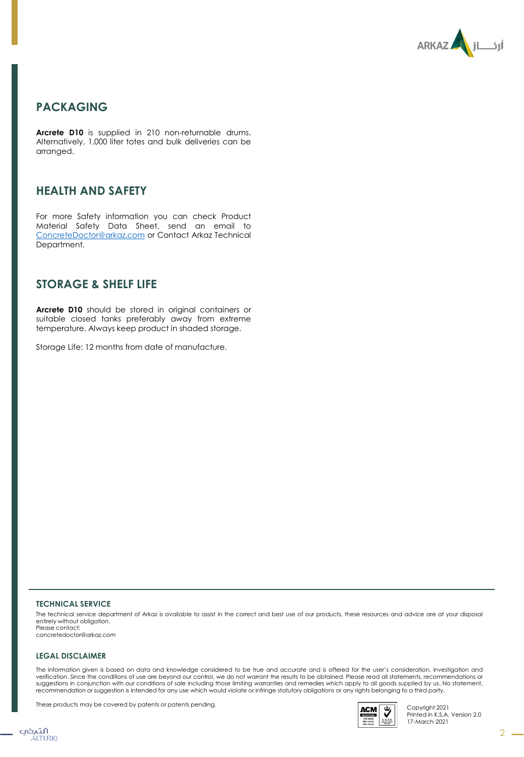## PACKAGING

**Arcrete D10** is supplied in 210 non-returnable drums. Alternatively, 1,000 liter totes and bulk deliveries can be arranged.

## HEALTH AND SAFETY

For more Safety information you can check Product Material Safety Data Sheet, send an email to ConcreteDoctor@arkaz.com or Contact Arkaz Technical Department.

## STORAGE & SHELF LIFE

**Arcrete D10** should be stored in original containers or suitable closed tanks preferably away from extreme temperature. Always keep product in shaded storage.

Storage Life: 12 months from date of manufacture.

### TECHNICAL SERVICE

The technical service department of Arkaz is available to assist in the correct and best use of our products, these resources and advice are at your disposal entirely without obligation.
Please contact:
concretedoctor@arkaz.com

### LEGAL DISCLAIMER

The information given is based on data and knowledge considered to be true and accurate and is offered for the user's consideration, investigation and verification. Since the conditions of use are beyond our control, we do not warrant the results to be obtained. Please read all statements, recommendations or suggestions in conjunction with our conditions of sale including those limiting warranties and remedies which apply to all goods supplied by us. No statement, recommendation or suggestion is intended for any use which would violate or infringe statutory obligations or any rights belonging to a third party.

These products may be covered by patents or patents pending.

Copyright 2021
Printed in K.S.A. Version 2.0
17-March-2021